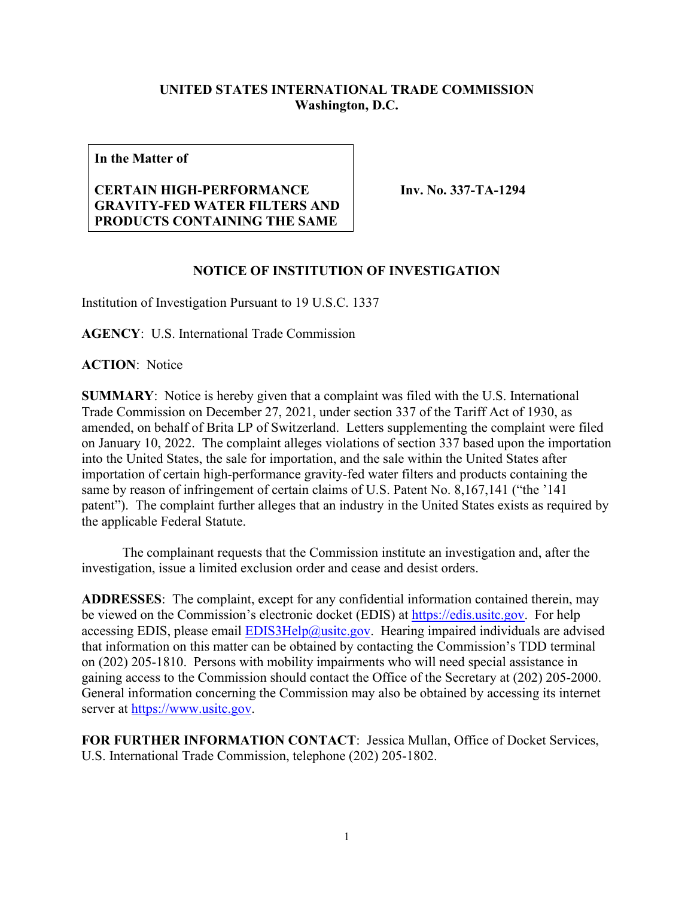**UNITED STATES INTERNATIONAL TRADE COMMISSION**
**Washington, D.C.**

| In the Matter of<br><br>**CERTAIN HIGH-PERFORMANCE GRAVITY-FED WATER FILTERS AND PRODUCTS CONTAINING THE SAME** | **Inv. No. 337-TA-1294** |
|---|---|

**In the Matter of**

**CERTAIN HIGH-PERFORMANCE GRAVITY-FED WATER FILTERS AND PRODUCTS CONTAINING THE SAME**

**Inv. No. 337-TA-1294**

## NOTICE OF INSTITUTION OF INVESTIGATION

Institution of Investigation Pursuant to 19 U.S.C. 1337

**AGENCY**: U.S. International Trade Commission

**ACTION**: Notice

**SUMMARY**: Notice is hereby given that a complaint was filed with the U.S. International Trade Commission on December 27, 2021, under section 337 of the Tariff Act of 1930, as amended, on behalf of Brita LP of Switzerland. Letters supplementing the complaint were filed on January 10, 2022. The complaint alleges violations of section 337 based upon the importation into the United States, the sale for importation, and the sale within the United States after importation of certain high-performance gravity-fed water filters and products containing the same by reason of infringement of certain claims of U.S. Patent No. 8,167,141 ("the '141 patent"). The complaint further alleges that an industry in the United States exists as required by the applicable Federal Statute.

The complainant requests that the Commission institute an investigation and, after the investigation, issue a limited exclusion order and cease and desist orders.

**ADDRESSES**: The complaint, except for any confidential information contained therein, may be viewed on the Commission's electronic docket (EDIS) at https://edis.usitc.gov. For help accessing EDIS, please email EDIS3Help@usitc.gov. Hearing impaired individuals are advised that information on this matter can be obtained by contacting the Commission's TDD terminal on (202) 205-1810. Persons with mobility impairments who will need special assistance in gaining access to the Commission should contact the Office of the Secretary at (202) 205-2000. General information concerning the Commission may also be obtained by accessing its internet server at https://www.usitc.gov.

**FOR FURTHER INFORMATION CONTACT**: Jessica Mullan, Office of Docket Services, U.S. International Trade Commission, telephone (202) 205-1802.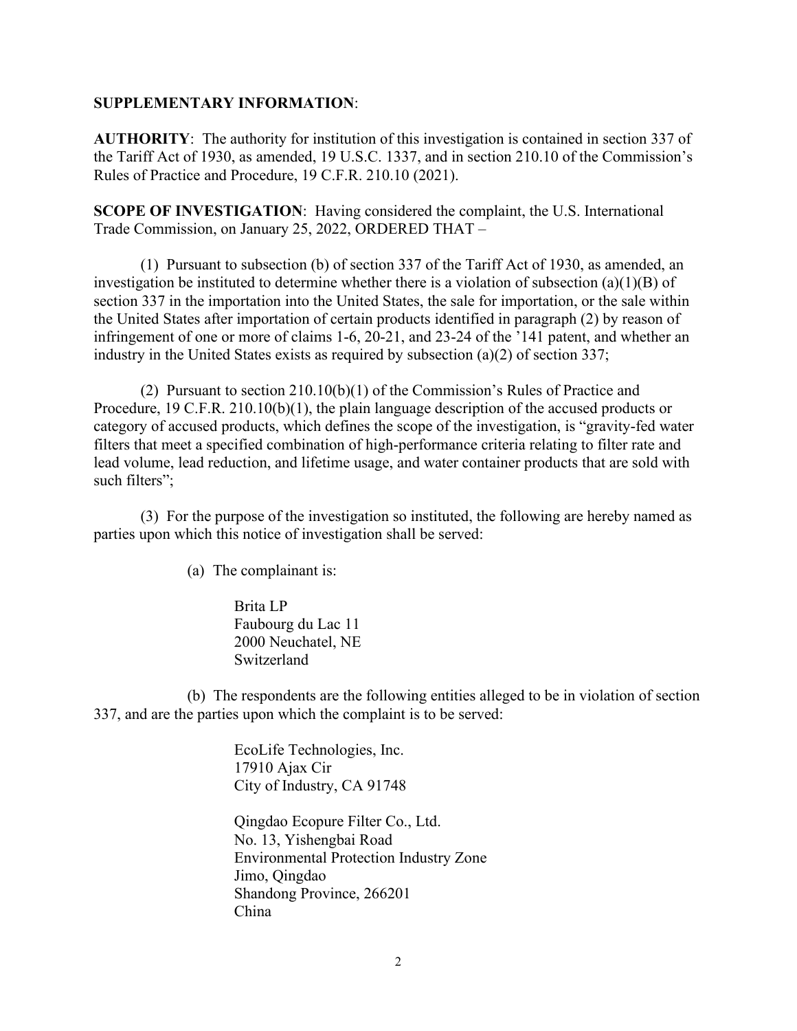**SUPPLEMENTARY INFORMATION**:

**AUTHORITY**: The authority for institution of this investigation is contained in section 337 of the Tariff Act of 1930, as amended, 19 U.S.C. 1337, and in section 210.10 of the Commission's Rules of Practice and Procedure, 19 C.F.R. 210.10 (2021).

**SCOPE OF INVESTIGATION**: Having considered the complaint, the U.S. International Trade Commission, on January 25, 2022, ORDERED THAT –

(1) Pursuant to subsection (b) of section 337 of the Tariff Act of 1930, as amended, an investigation be instituted to determine whether there is a violation of subsection (a)(1)(B) of section 337 in the importation into the United States, the sale for importation, or the sale within the United States after importation of certain products identified in paragraph (2) by reason of infringement of one or more of claims 1-6, 20-21, and 23-24 of the '141 patent, and whether an industry in the United States exists as required by subsection (a)(2) of section 337;

(2) Pursuant to section 210.10(b)(1) of the Commission's Rules of Practice and Procedure, 19 C.F.R. 210.10(b)(1), the plain language description of the accused products or category of accused products, which defines the scope of the investigation, is "gravity-fed water filters that meet a specified combination of high-performance criteria relating to filter rate and lead volume, lead reduction, and lifetime usage, and water container products that are sold with such filters";

(3) For the purpose of the investigation so instituted, the following are hereby named as parties upon which this notice of investigation shall be served:

(a) The complainant is:

Brita LP
Faubourg du Lac 11
2000 Neuchatel, NE
Switzerland

(b) The respondents are the following entities alleged to be in violation of section 337, and are the parties upon which the complaint is to be served:

EcoLife Technologies, Inc.
17910 Ajax Cir
City of Industry, CA 91748

Qingdao Ecopure Filter Co., Ltd.
No. 13, Yishengbai Road
Environmental Protection Industry Zone
Jimo, Qingdao
Shandong Province, 266201
China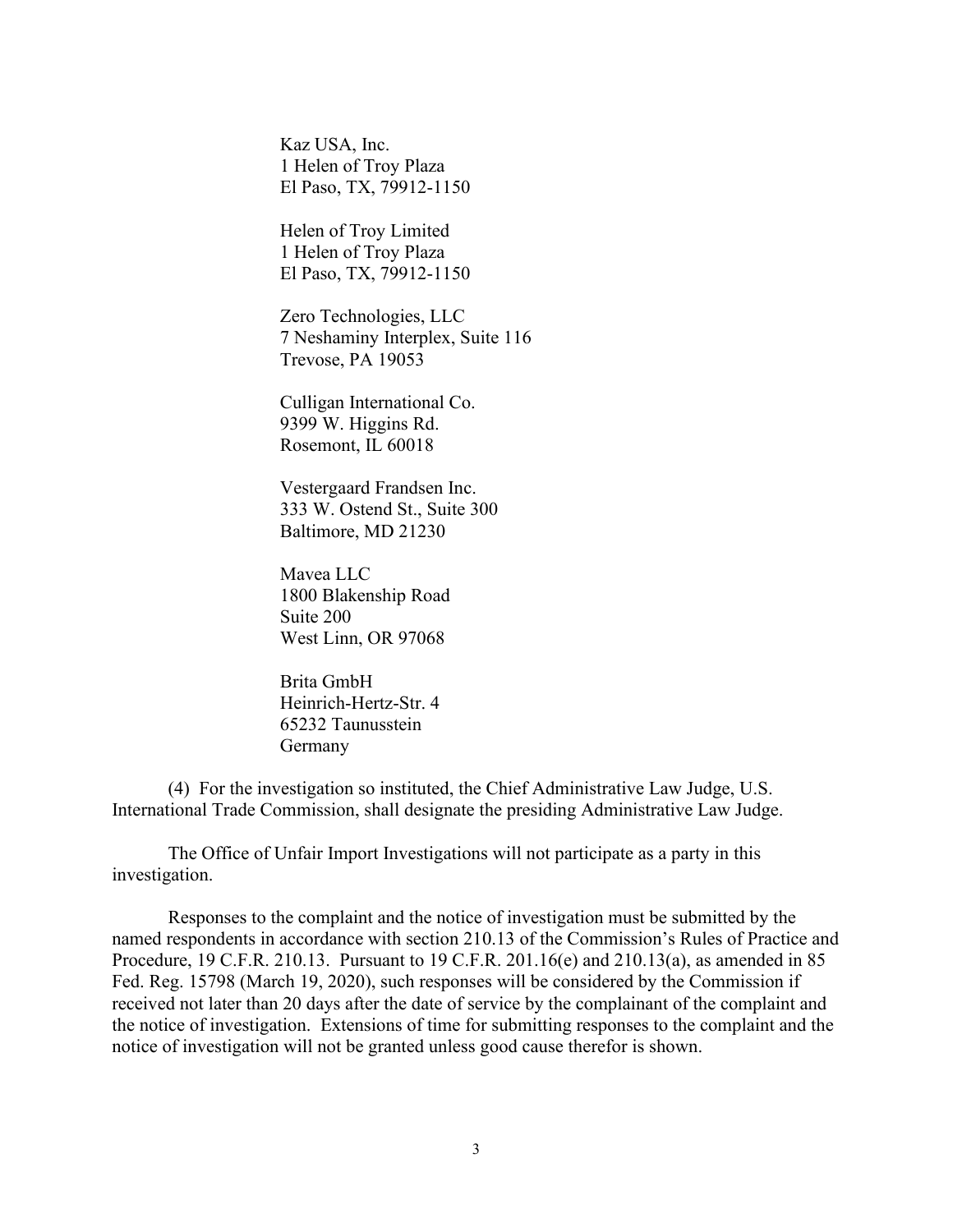Kaz USA, Inc.
1 Helen of Troy Plaza
El Paso, TX, 79912-1150

Helen of Troy Limited
1 Helen of Troy Plaza
El Paso, TX, 79912-1150

Zero Technologies, LLC
7 Neshaminy Interplex, Suite 116
Trevose, PA 19053

Culligan International Co.
9399 W. Higgins Rd.
Rosemont, IL 60018

Vestergaard Frandsen Inc.
333 W. Ostend St., Suite 300
Baltimore, MD 21230

Mavea LLC
1800 Blakenship Road
Suite 200
West Linn, OR 97068

Brita GmbH
Heinrich-Hertz-Str. 4
65232 Taunusstein
Germany

(4) For the investigation so instituted, the Chief Administrative Law Judge, U.S. International Trade Commission, shall designate the presiding Administrative Law Judge.

The Office of Unfair Import Investigations will not participate as a party in this investigation.

Responses to the complaint and the notice of investigation must be submitted by the named respondents in accordance with section 210.13 of the Commission's Rules of Practice and Procedure, 19 C.F.R. 210.13. Pursuant to 19 C.F.R. 201.16(e) and 210.13(a), as amended in 85 Fed. Reg. 15798 (March 19, 2020), such responses will be considered by the Commission if received not later than 20 days after the date of service by the complainant of the complaint and the notice of investigation. Extensions of time for submitting responses to the complaint and the notice of investigation will not be granted unless good cause therefor is shown.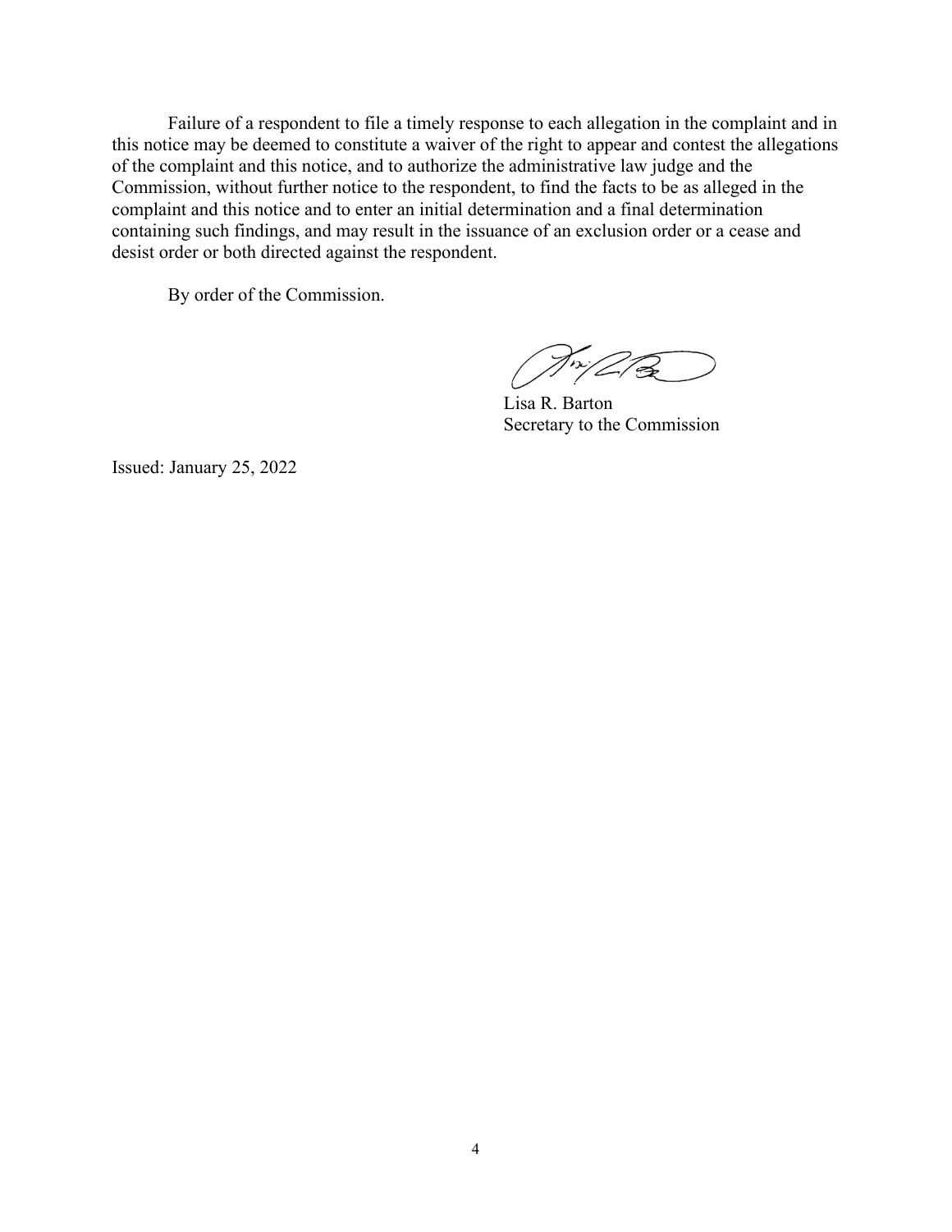Failure of a respondent to file a timely response to each allegation in the complaint and in this notice may be deemed to constitute a waiver of the right to appear and contest the allegations of the complaint and this notice, and to authorize the administrative law judge and the Commission, without further notice to the respondent, to find the facts to be as alleged in the complaint and this notice and to enter an initial determination and a final determination containing such findings, and may result in the issuance of an exclusion order or a cease and desist order or both directed against the respondent.

By order of the Commission.

Lisa R. Barton
Secretary to the Commission

Issued: January 25, 2022